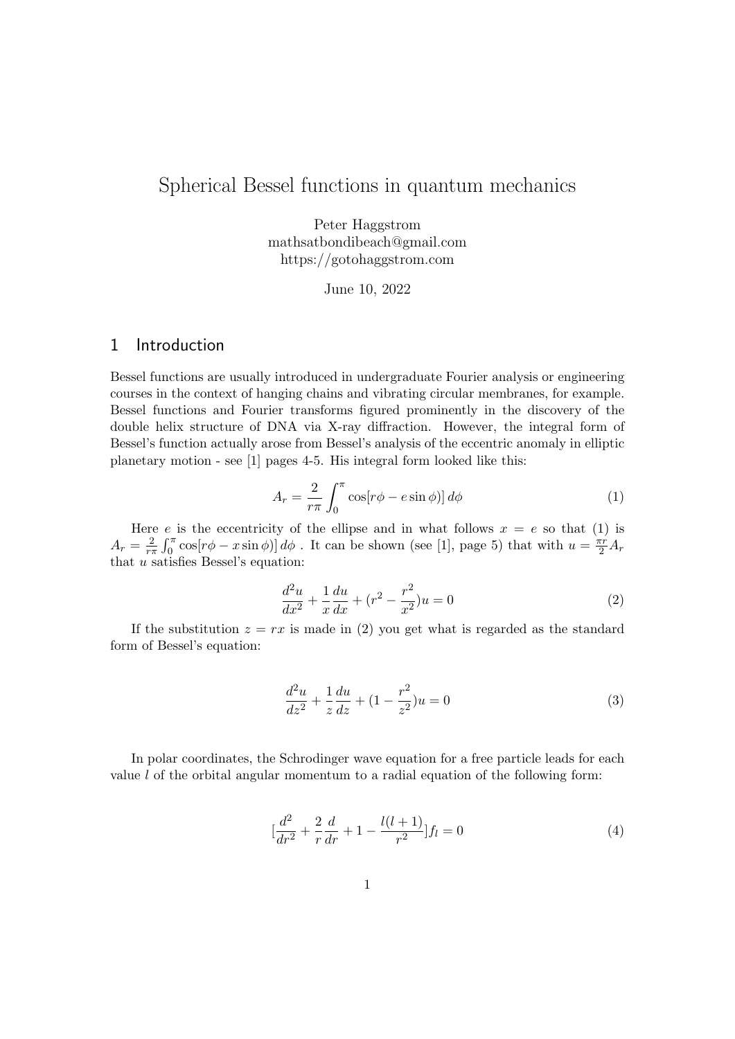# Spherical Bessel functions in quantum mechanics

Peter Haggstrom
mathsatbondibeach@gmail.com
https://gotohaggstrom.com

June 10, 2022

## 1 Introduction

Bessel functions are usually introduced in undergraduate Fourier analysis or engineering courses in the context of hanging chains and vibrating circular membranes, for example. Bessel functions and Fourier transforms figured prominently in the discovery of the double helix structure of DNA via X-ray diffraction. However, the integral form of Bessel's function actually arose from Bessel's analysis of the eccentric anomaly in elliptic planetary motion - see [1] pages 4-5. His integral form looked like this:

$$A_r = \frac{2}{r\pi}\int_0^{\pi} \cos[r\phi - e\sin\phi)]\, d\phi \tag{1}$$

Here $e$ is the eccentricity of the ellipse and in what follows $x = e$ so that (1) is $A_r = \frac{2}{r\pi}\int_0^{\pi} \cos[r\phi - x\sin\phi)]\, d\phi$ . It can be shown (see [1], page 5) that with $u = \frac{\pi r}{2}A_r$ that $u$ satisfies Bessel's equation:

$$\frac{d^2u}{dx^2} + \frac{1}{x}\frac{du}{dx} + (r^2 - \frac{r^2}{x^2})u = 0 \tag{2}$$

If the substitution $z = rx$ is made in (2) you get what is regarded as the standard form of Bessel's equation:

$$\frac{d^2u}{dz^2} + \frac{1}{z}\frac{du}{dz} + (1 - \frac{r^2}{z^2})u = 0 \tag{3}$$

In polar coordinates, the Schrodinger wave equation for a free particle leads for each value $l$ of the orbital angular momentum to a radial equation of the following form:

$$[\frac{d^2}{dr^2} + \frac{2}{r}\frac{d}{dr} + 1 - \frac{l(l+1)}{r^2}]f_l = 0 \tag{4}$$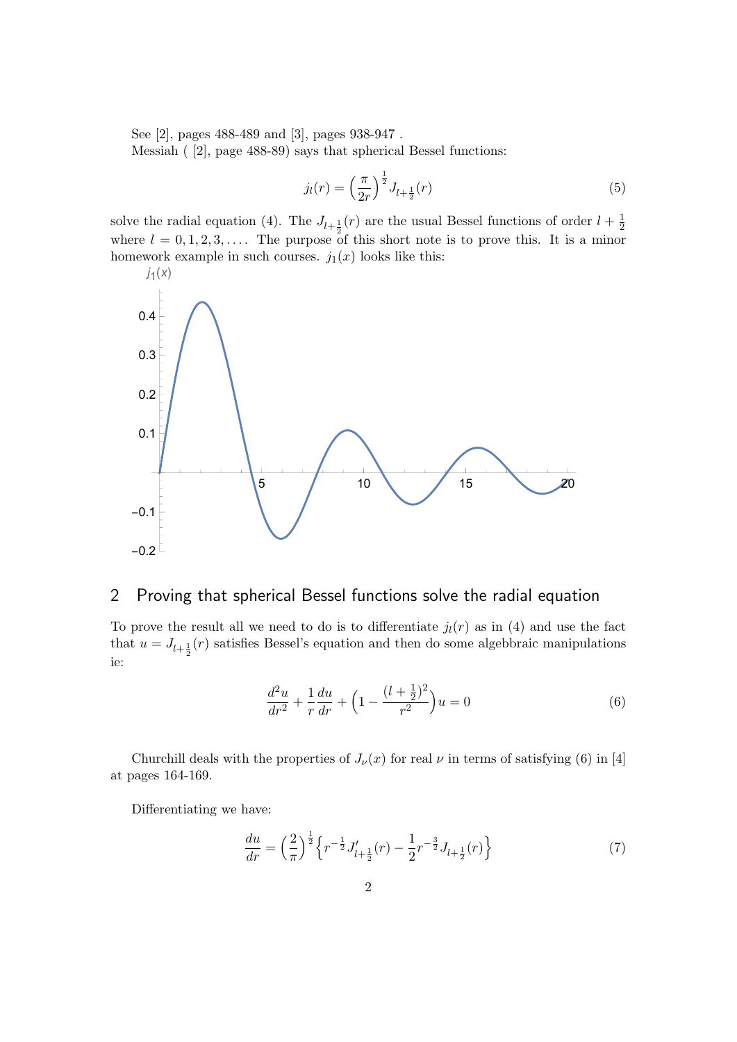See [2], pages 488-489 and [3], pages 938-947 .

Messiah ( [2], page 488-89) says that spherical Bessel functions:

$$j_l(r) = \Big(\frac{\pi}{2r}\Big)^{\frac{1}{2}} J_{l+\frac{1}{2}}(r) \tag{5}$$

solve the radial equation (4). The $J_{l+\frac{1}{2}}(r)$ are the usual Bessel functions of order $l + \frac{1}{2}$ where $l = 0, 1, 2, 3, \dots$. The purpose of this short note is to prove this. It is a minor homework example in such courses. $j_1(x)$ looks like this:

## 2 Proving that spherical Bessel functions solve the radial equation

To prove the result all we need to do is to differentiate $j_l(r)$ as in (4) and use the fact that $u = J_{l+\frac{1}{2}}(r)$ satisfies Bessel's equation and then do some algebbraic manipulations ie:

$$\frac{d^2u}{dr^2} + \frac{1}{r}\frac{du}{dr} + \Big(1 - \frac{(l+\frac{1}{2})^2}{r^2}\Big)u = 0 \tag{6}$$

Churchill deals with the properties of $J_\nu(x)$ for real $\nu$ in terms of satisfying (6) in [4] at pages 164-169.

Differentiating we have:

$$\frac{du}{dr} = \Big(\frac{2}{\pi}\Big)^{\frac{1}{2}}\Big\{r^{-\frac{1}{2}}J'_{l+\frac{1}{2}}(r) - \frac{1}{2}r^{-\frac{3}{2}}J_{l+\frac{1}{2}}(r)\Big\} \tag{7}$$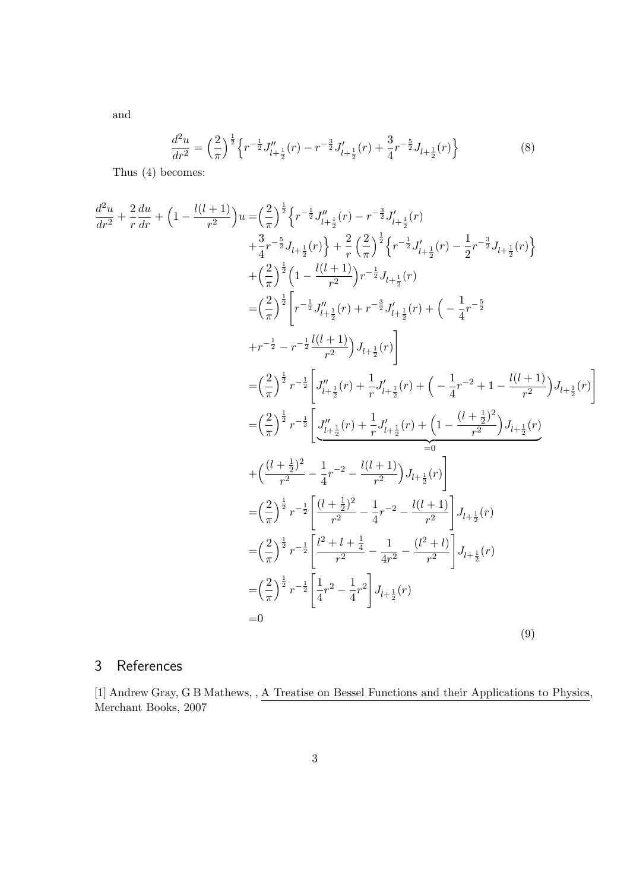and

$$\frac{d^2u}{dr^2} = \Big(\frac{2}{\pi}\Big)^{\frac{1}{2}}\Big\{r^{-\frac{1}{2}}J''_{l+\frac{1}{2}}(r) - r^{-\frac{3}{2}}J'_{l+\frac{1}{2}}(r) + \frac{3}{4}r^{-\frac{5}{2}}J_{l+\frac{1}{2}}(r)\Big\} \tag{8}$$

Thus (4) becomes:

$$\begin{aligned}
\frac{d^2u}{dr^2} + \frac{2}{r}\frac{du}{dr} + \Big(1 - \frac{l(l+1)}{r^2}\Big)u =& \Big(\frac{2}{\pi}\Big)^{\frac{1}{2}}\Big\{r^{-\frac{1}{2}}J''_{l+\frac{1}{2}}(r) - r^{-\frac{3}{2}}J'_{l+\frac{1}{2}}(r) \\
&+ \frac{3}{4}r^{-\frac{5}{2}}J_{l+\frac{1}{2}}(r)\Big\} + \frac{2}{r}\Big(\frac{2}{\pi}\Big)^{\frac{1}{2}}\Big\{r^{-\frac{1}{2}}J'_{l+\frac{1}{2}}(r) - \frac{1}{2}r^{-\frac{3}{2}}J_{l+\frac{1}{2}}(r)\Big\} \\
&+ \Big(\frac{2}{\pi}\Big)^{\frac{1}{2}}\Big(1 - \frac{l(l+1)}{r^2}\Big)r^{-\frac{1}{2}}J_{l+\frac{1}{2}}(r) \\
=& \Big(\frac{2}{\pi}\Big)^{\frac{1}{2}}\Bigg[r^{-\frac{1}{2}}J''_{l+\frac{1}{2}}(r) + r^{-\frac{3}{2}}J'_{l+\frac{1}{2}}(r) + \Big(-\frac{1}{4}r^{-\frac{5}{2}} \\
&+ r^{-\frac{1}{2}} - r^{-\frac{1}{2}}\frac{l(l+1)}{r^2}\Big)J_{l+\frac{1}{2}}(r)\Bigg] \\
=& \Big(\frac{2}{\pi}\Big)^{\frac{1}{2}}r^{-\frac{1}{2}}\Bigg[J''_{l+\frac{1}{2}}(r) + \frac{1}{r}J'_{l+\frac{1}{2}}(r) + \Big(-\frac{1}{4}r^{-2} + 1 - \frac{l(l+1)}{r^2}\Big)J_{l+\frac{1}{2}}(r)\Bigg] \\
=& \Big(\frac{2}{\pi}\Big)^{\frac{1}{2}}r^{-\frac{1}{2}}\Bigg[\underbrace{J''_{l+\frac{1}{2}}(r) + \frac{1}{r}J'_{l+\frac{1}{2}}(r) + \Big(1 - \frac{(l+\frac{1}{2})^2}{r^2}\Big)J_{l+\frac{1}{2}}(r)}_{=0} \\
&+ \Big(\frac{(l+\frac{1}{2})^2}{r^2} - \frac{1}{4}r^{-2} - \frac{l(l+1)}{r^2}\Big)J_{l+\frac{1}{2}}(r)\Bigg] \\
=& \Big(\frac{2}{\pi}\Big)^{\frac{1}{2}}r^{-\frac{1}{2}}\Bigg[\frac{(l+\frac{1}{2})^2}{r^2} - \frac{1}{4}r^{-2} - \frac{l(l+1)}{r^2}\Bigg]J_{l+\frac{1}{2}}(r) \\
=& \Big(\frac{2}{\pi}\Big)^{\frac{1}{2}}r^{-\frac{1}{2}}\Bigg[\frac{l^2+l+\frac{1}{4}}{r^2} - \frac{1}{4r^2} - \frac{(l^2+l)}{r^2}\Bigg]J_{l+\frac{1}{2}}(r) \\
=& \Big(\frac{2}{\pi}\Big)^{\frac{1}{2}}r^{-\frac{1}{2}}\Bigg[\frac{1}{4}r^2 - \frac{1}{4}r^2\Bigg]J_{l+\frac{1}{2}}(r) \\
=& 0
\end{aligned} \tag{9}$$

## 3 References

[1] Andrew Gray, G B Mathews, , A Treatise on Bessel Functions and their Applications to Physics, Merchant Books, 2007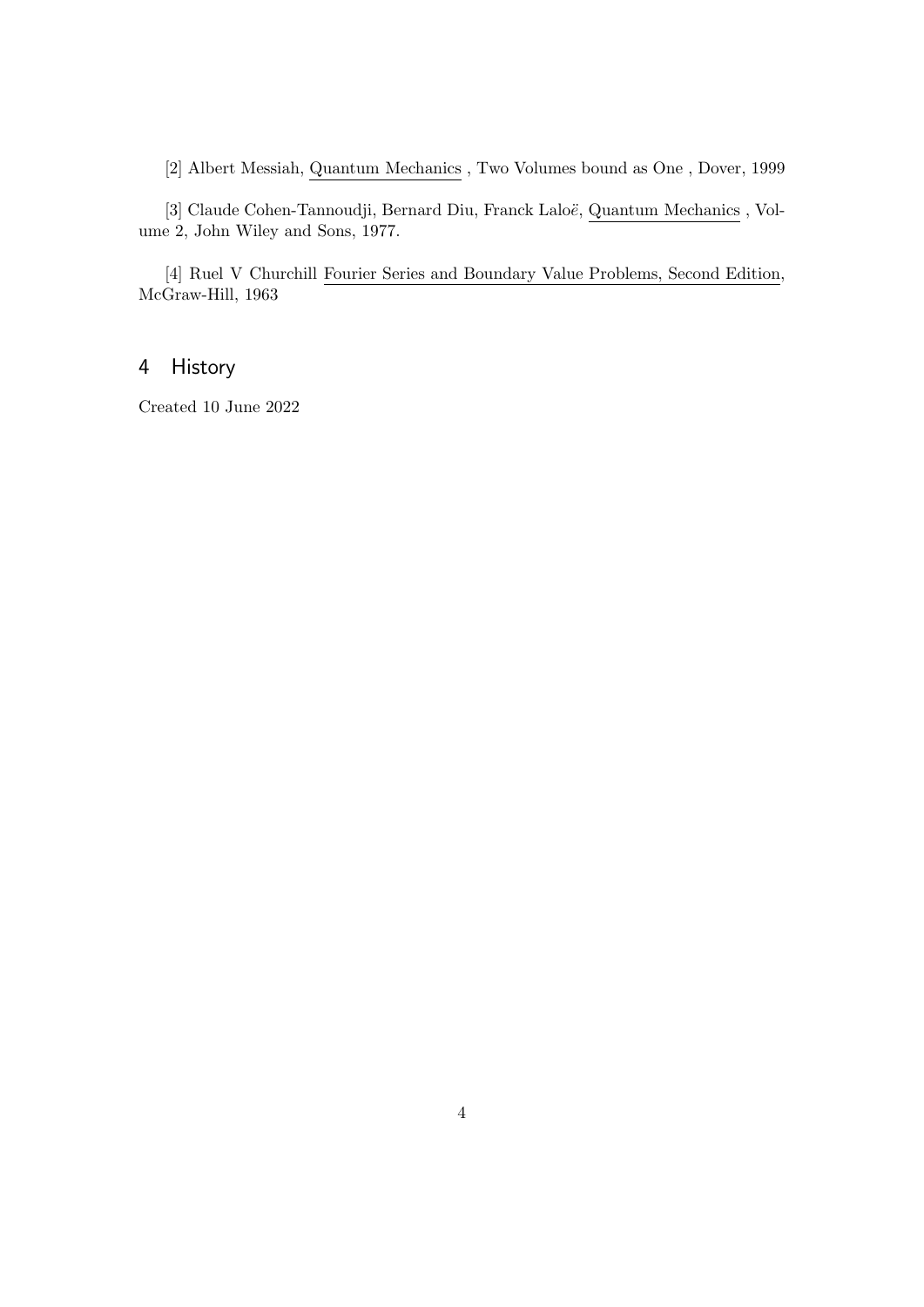[2] Albert Messiah, Quantum Mechanics , Two Volumes bound as One , Dover, 1999

[3] Claude Cohen-Tannoudji, Bernard Diu, Franck Laloë, Quantum Mechanics , Volume 2, John Wiley and Sons, 1977.

[4] Ruel V Churchill Fourier Series and Boundary Value Problems, Second Edition, McGraw-Hill, 1963

## 4 History

Created 10 June 2022